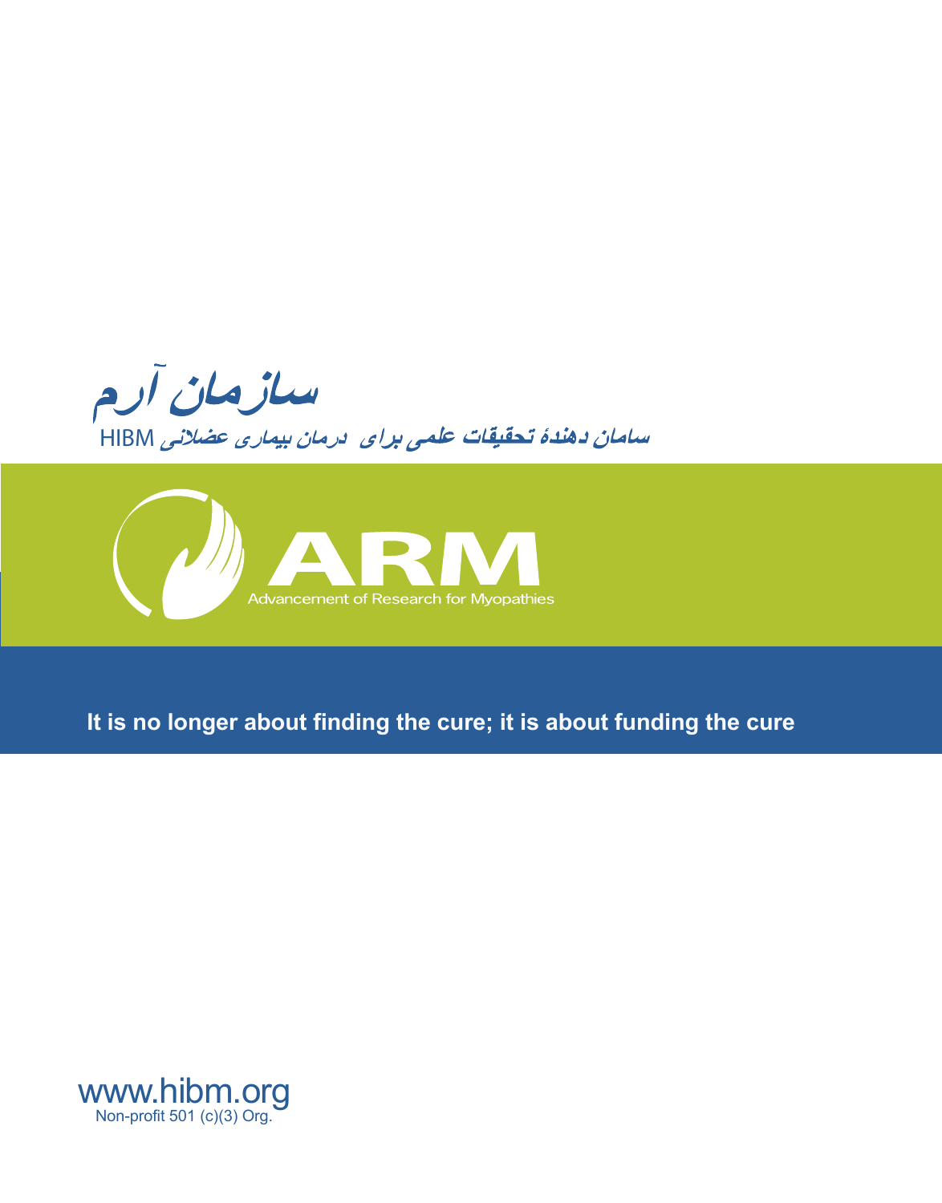# سازمان آرم

سامان دهندهٔ تحقیقات علمی برای درمان بیماری عضلانی HIBM

# ARM

Advancement of Research for Myopathies

**It is no longer about finding the cure; it is about funding the cure**

www.hibm.org

Non-profit 501 (c)(3) Org.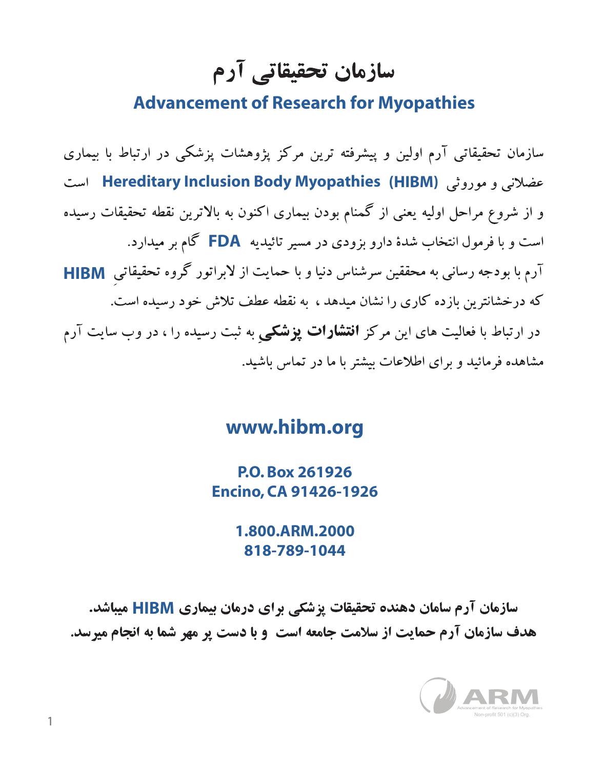# سازمان تحقیقاتی آرم

## Advancement of Research for Myopathies

سازمان تحقیقاتی آرم اولین و پیشرفته ترین مرکز پژوهشات پزشکی در ارتباط با بیماری عضلانی و موروثی **Hereditary Inclusion Body Myopathies (HIBM)** است و از شروع مراحل اولیه یعنی از گمنام بودن بیماری اکنون به بالاترین نقطه تحقیقات رسیده است و با فرمول انتخاب شدهٔ دارو بزودی در مسیر تائیدیه **FDA** گام بر میدارد.

آرم با بودجه رسانی به محققین سرشناس دنیا و با حمایت از لابراتور گروه تحقیقاتیِ **HIBM** که درخشانترین بازده کاری را نشان میدهد ، به نقطه عطف تلاش خود رسیده است.

در ارتباط با فعالیت های این مرکز **انتشارات پزشکیِ** به ثبت رسیده را ، در وب سایت آرم مشاهده فرمائید و برای اطلاعات بیشتر با ما در تماس باشید.

**www.hibm.org**

**P.O. Box 261926**
**Encino, CA 91426-1926**

**1.800.ARM.2000**
**818-789-1044**

**سازمان آرم سامان دهنده تحقیقات پزشکی برای درمان بیماری HIBM میباشد.**
**هدف سازمان آرم حمایت از سلامت جامعه است و با دست پر مهر شما به انجام میرسد.**

ARM
Advancement of Research for Myopathies
Non-profit 501 (c)(3) Org.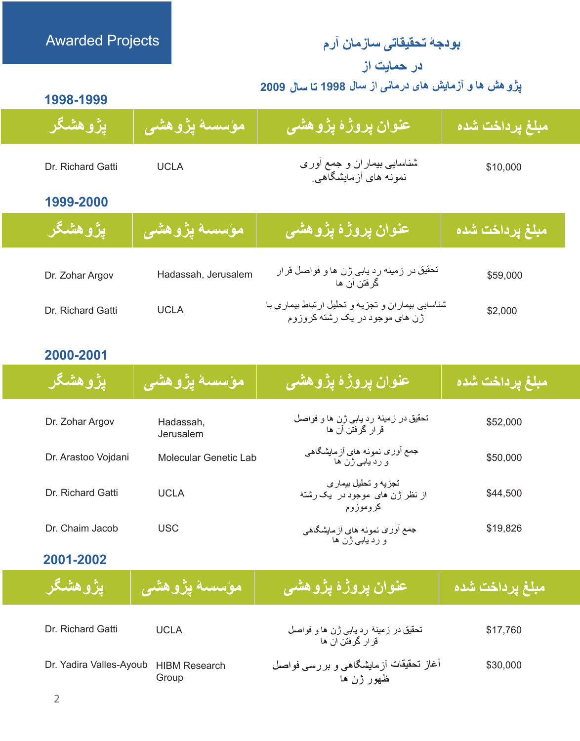Awarded Projects

# بودجهٔ تحقیقاتی سازمان آرم

## در حمایت از

## پژوهش ها و آزمایش های درمانی از سال 1998 تا سال 2009

### 1998-1999

| پژوهشگر | مؤسسهٔ پژوهشی | عنوان پروژهٔ پژوهشی | مبلغ پرداخت شده |
|---|---|---|---|
| Dr. Richard Gatti | UCLA | شناسایی بیماران و جمع آوری نمونه های آزمایشگاهی. | $10,000 |

### 1999-2000

| پژوهشگر | مؤسسهٔ پژوهشی | عنوان پروژهٔ پژوهشی | مبلغ پرداخت شده |
|---|---|---|---|
| Dr. Zohar Argov | Hadassah, Jerusalem | تحقیق در زمینه ردیابی ژن ها و فواصل قرار گرفتن آن ها | $59,000 |
| Dr. Richard Gatti | UCLA | شناسایی بیماران و تجزیه و تحلیل ارتباط بیماری با ژن های موجود در یک رشته کروزوم | $2,000 |

### 2000-2001

| پژوهشگر | مؤسسهٔ پژوهشی | عنوان پروژهٔ پژوهشی | مبلغ پرداخت شده |
|---|---|---|---|
| Dr. Zohar Argov | Hadassah, Jerusalem | تحقیق در زمینه ردیابی ژن ها و فواصل قرار گرفتن آن ها | $52,000 |
| Dr. Arastoo Vojdani | Molecular Genetic Lab | جمع آوری نمونه های آزمایشگاهی و ردیابی ژن ها | $50,000 |
| Dr. Richard Gatti | UCLA | تجزیه و تحلیل بیماری از نظر ژن های موجود در یک رشته کروموزوم | $44,500 |
| Dr. Chaim Jacob | USC | جمع آوری نمونه های آزمایشگاهی و ردیابی ژن ها | $19,826 |

### 2001-2002

| پژوهشگر | مؤسسهٔ پژوهشی | عنوان پروژهٔ پژوهشی | مبلغ پرداخت شده |
|---|---|---|---|
| Dr. Richard Gatti | UCLA | تحقیق در زمینه ردیابی ژن ها و فواصل قرار گرفتن آن ها | $17,760 |
| Dr. Yadira Valles-Ayoub | HIBM Research Group | آغاز تحقیقات آزمایشگاهی و بررسی فواصل ظهور ژن ها | $30,000 |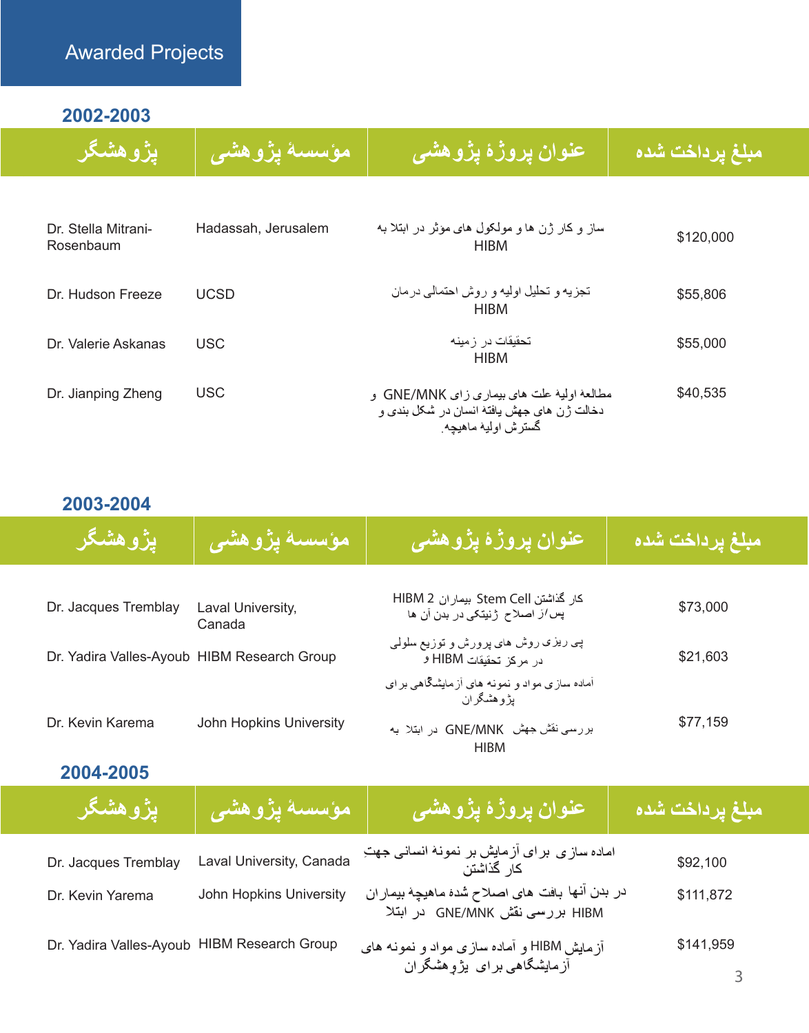## Awarded Projects

### 2002-2003

| پژوهشگر | مؤسسهٔ پژوهشی | عنوان پروژهٔ پژوهشی | مبلغ پرداخت شده |
|---|---|---|---|
| Dr. Stella Mitrani-Rosenbaum | Hadassah, Jerusalem | ساز و کار ژن ها و مولکول های مؤثر در ابتلا به HIBM | $120,000 |
| Dr. Hudson Freeze | UCSD | تجزیه و تحلیل اولیه و روش احتمالی درمان HIBM | $55,806 |
| Dr. Valerie Askanas | USC | تحقیقات در زمینه HIBM | $55,000 |
| Dr. Jianping Zheng | USC | مطالعهٔ اولیهٔ علت های بیماری زای GNE/MNK و دخالت ژن های جهش یافتهٔ انسان در شکل بندی و گسترش اولیهٔ ماهیچه. | $40,535 |

### 2003-2004

| پژوهشگر | مؤسسهٔ پژوهشی | عنوان پروژهٔ پژوهشی | مبلغ پرداخت شده |
|---|---|---|---|
| Dr. Jacques Tremblay | Laval University, Canada | کار گذاشتن Stem Cell بیماران HIBM 2 پس/از اصلاح ژنتیکی در بدن آن ها | $73,000 |
| Dr. Yadira Valles-Ayoub | HIBM Research Group | پی ریزی روش های پرورش و توزیع سلولی در مرکز تحقیقات HIBM و آماده سازی مواد و نمونه های آزمایشگاهی برای پژوهشگران | $21,603 |
| Dr. Kevin Karema | John Hopkins University | بررسی نقش جهش GNE/MNK در ابتلا به HIBM | $77,159 |

### 2004-2005

| پژوهشگر | مؤسسهٔ پژوهشی | عنوان پروژهٔ پژوهشی | مبلغ پرداخت شده |
|---|---|---|---|
| Dr. Jacques Tremblay | Laval University, Canada | اماده سازی برای آزمایش بر نمونه انسانی جهتِ کار گذاشتن | $92,100 |
| Dr. Kevin Yarema | John Hopkins University | در بدن آنها بافت های اصلاح شدهٔ ماهیچهٔ بیماران HIBM بررسی نقش GNE/MNK در ابتلا | $111,872 |
| Dr. Yadira Valles-Ayoub | HIBM Research Group | آزمایش HIBM و آماده سازی مواد و نمونه های آزمایشگاهی برای پژوهشگران | $141,959 |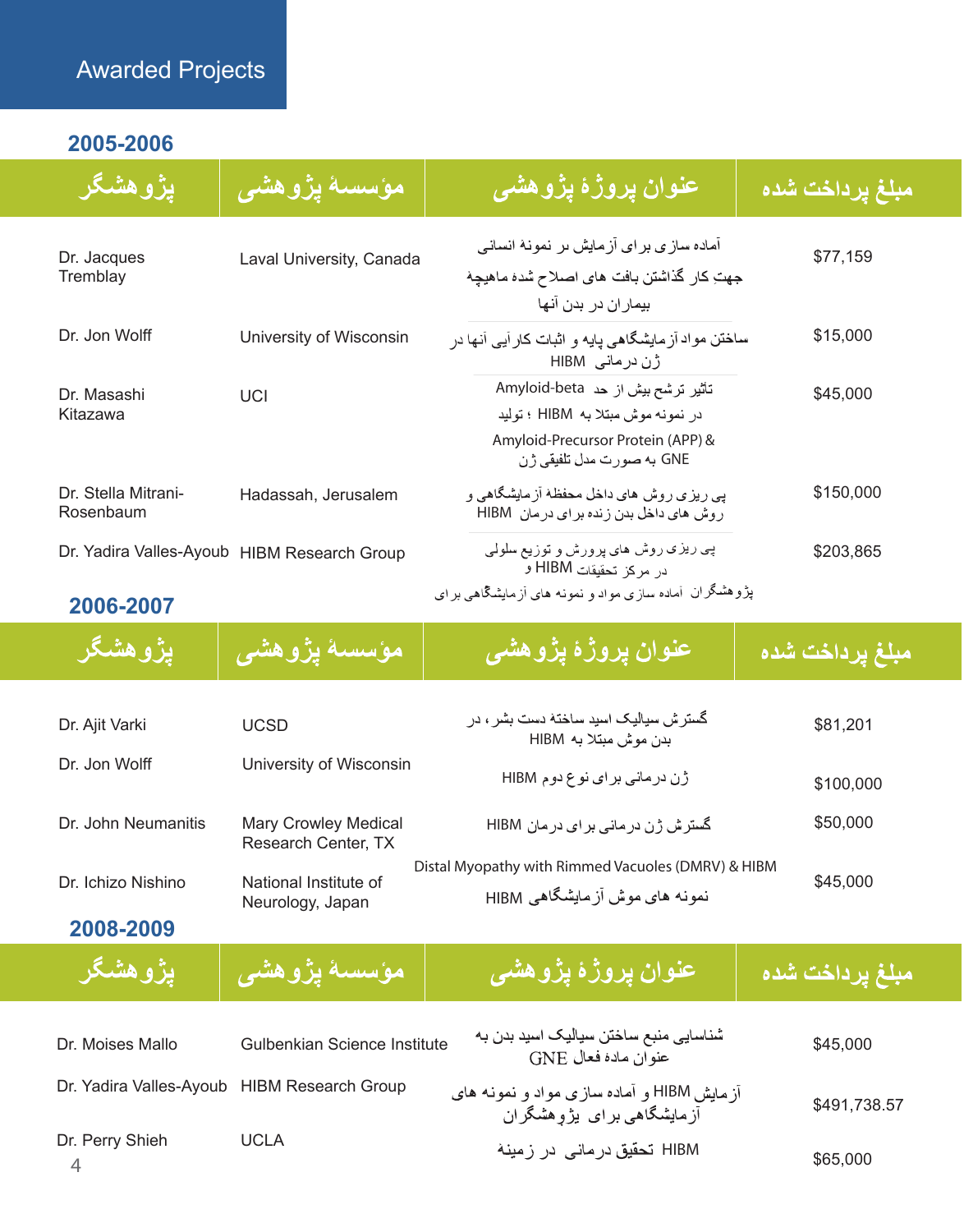# Awarded Projects

## 2005-2006

| پژوهشگر | مؤسسهٔ پژوهشی | عنوان پروژهٔ پژوهشی | مبلغ پرداخت شده |
|---|---|---|---|
| Dr. Jacques Tremblay | Laval University, Canada | آماده سازی برای آزمایش بر نمونهٔ انسانی جهتِ کار گذاشتن بافت های اصلاح شدهٔ ماهیچهٔ بیماران در بدن آنها | $77,159 |
| Dr. Jon Wolff | University of Wisconsin | ساختن مواد آزمایشگاهی پایه و اثبات کارآیی آنها در ژن درمانی HIBM | $15,000 |
| Dr. Masashi Kitazawa | UCI | تاثیر ترشح بیش از حد Amyloid-beta در نمونه موش مبتلا به HIBM ؛ تولید Amyloid-Precursor Protein (APP) & GNE به صورت مدل تلفیقی ژن | $45,000 |
| Dr. Stella Mitrani-Rosenbaum | Hadassah, Jerusalem | پی ریزی روش های داخل محفظهٔ آزمایشگاهی و روش های داخل بدن زنده برای درمان HIBM | $150,000 |
| Dr. Yadira Valles-Ayoub | HIBM Research Group | پی ریزی روش های پرورش و توزیع سلولی در مرکز تحقیقات HIBM و پژوهشگران آماده سازی مواد و نمونه های آزمایشگاهی برای | $203,865 |

## 2006-2007

| پژوهشگر | مؤسسهٔ پژوهشی | عنوان پروژهٔ پژوهشی | مبلغ پرداخت شده |
|---|---|---|---|
| Dr. Ajit Varki | UCSD | گسترش سیالیک اسید ساخته دست بشر، در بدن موش مبتلا به HIBM | $81,201 |
| Dr. Jon Wolff | University of Wisconsin | ژن درمانی برای نوع دوم HIBM | $100,000 |
| Dr. John Neumanitis | Mary Crowley Medical Research Center, TX | گسترش ژن درمانی برای درمان HIBM | $50,000 |
| Dr. Ichizo Nishino | National Institute of Neurology, Japan | Distal Myopathy with Rimmed Vacuoles (DMRV) & HIBM نمونه های موش آزمایشگاهی HIBM | $45,000 |

## 2008-2009

| پژوهشگر | مؤسسهٔ پژوهشی | عنوان پروژهٔ پژوهشی | مبلغ پرداخت شده |
|---|---|---|---|
| Dr. Moises Mallo | Gulbenkian Science Institute | شناسایی منبع ساختن سیالیک اسید بدن به عنوان مادهٔ فعال GNE | $45,000 |
| Dr. Yadira Valles-Ayoub | HIBM Research Group | آزمایش HIBM و آماده سازی مواد و نمونه های آزمایشگاهی برای پژوهشگران | $491,738.57 |
| Dr. Perry Shieh | UCLA | تحقیق درمانی در زمینهٔ HIBM | $65,000 |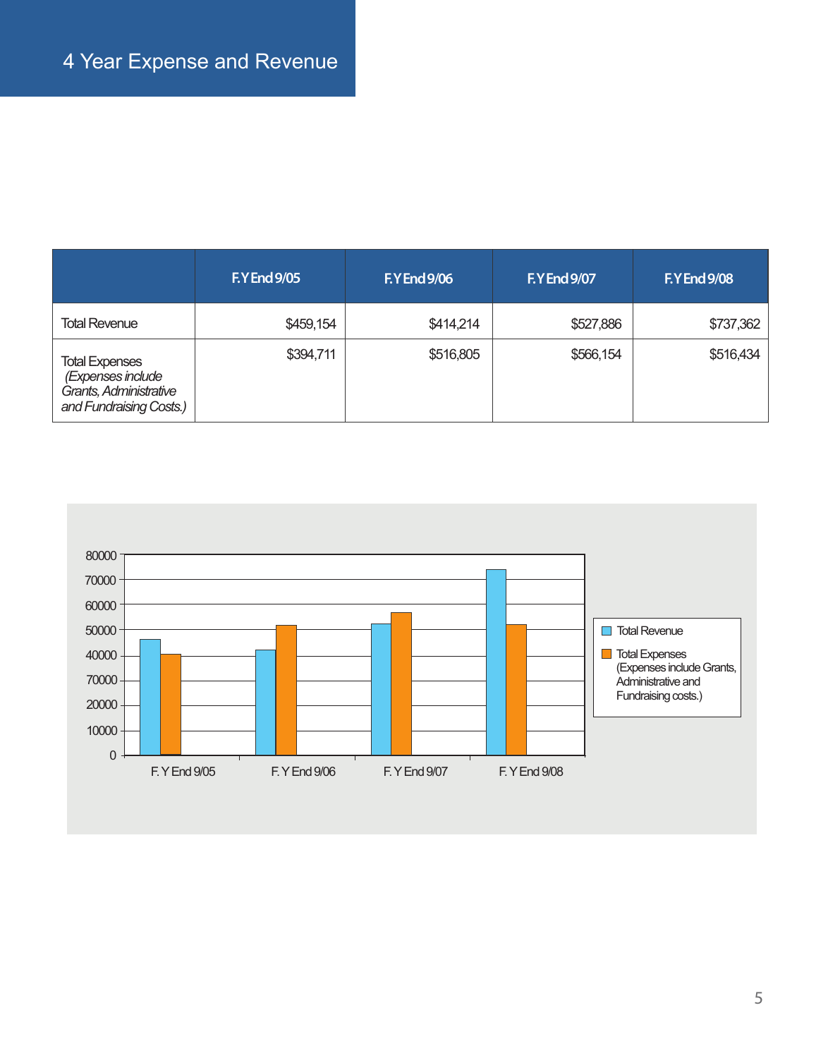# 4 Year Expense and Revenue

| | F.Y End 9/05 | F.Y End 9/06 | F.Y End 9/07 | F.Y End 9/08 |
|---|---|---|---|---|
| Total Revenue | $459,154 | $414,214 | $527,886 | $737,362 |
| Total Expenses *(Expenses include Grants, Administrative and Fundraising Costs.)* | $394,711 | $516,805 | $566,154 | $516,434 |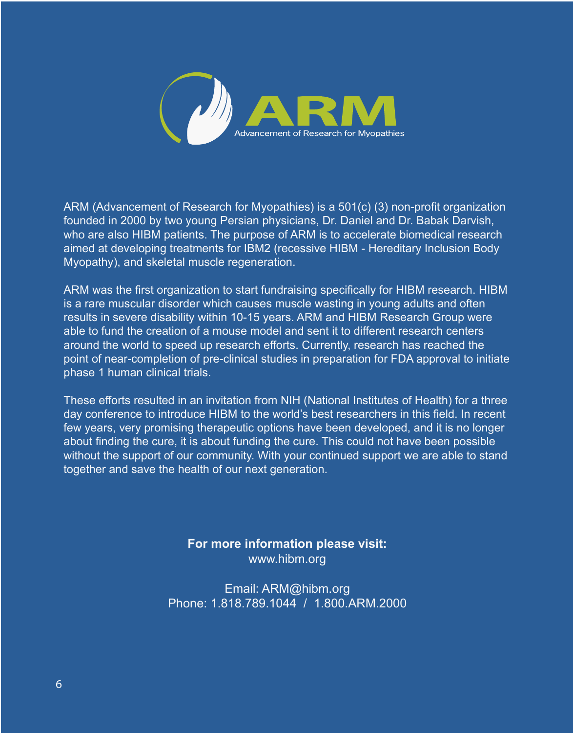# ARM

Advancement of Research for Myopathies

ARM (Advancement of Research for Myopathies) is a 501(c) (3) non-profit organization founded in 2000 by two young Persian physicians, Dr. Daniel and Dr. Babak Darvish, who are also HIBM patients. The purpose of ARM is to accelerate biomedical research aimed at developing treatments for IBM2 (recessive HIBM - Hereditary Inclusion Body Myopathy), and skeletal muscle regeneration.

ARM was the first organization to start fundraising specifically for HIBM research. HIBM is a rare muscular disorder which causes muscle wasting in young adults and often results in severe disability within 10-15 years. ARM and HIBM Research Group were able to fund the creation of a mouse model and sent it to different research centers around the world to speed up research efforts. Currently, research has reached the point of near-completion of pre-clinical studies in preparation for FDA approval to initiate phase 1 human clinical trials.

These efforts resulted in an invitation from NIH (National Institutes of Health) for a three day conference to introduce HIBM to the world's best researchers in this field. In recent few years, very promising therapeutic options have been developed, and it is no longer about finding the cure, it is about funding the cure. This could not have been possible without the support of our community. With your continued support we are able to stand together and save the health of our next generation.

**For more information please visit:**
www.hibm.org

Email: ARM@hibm.org
Phone: 1.818.789.1044 / 1.800.ARM.2000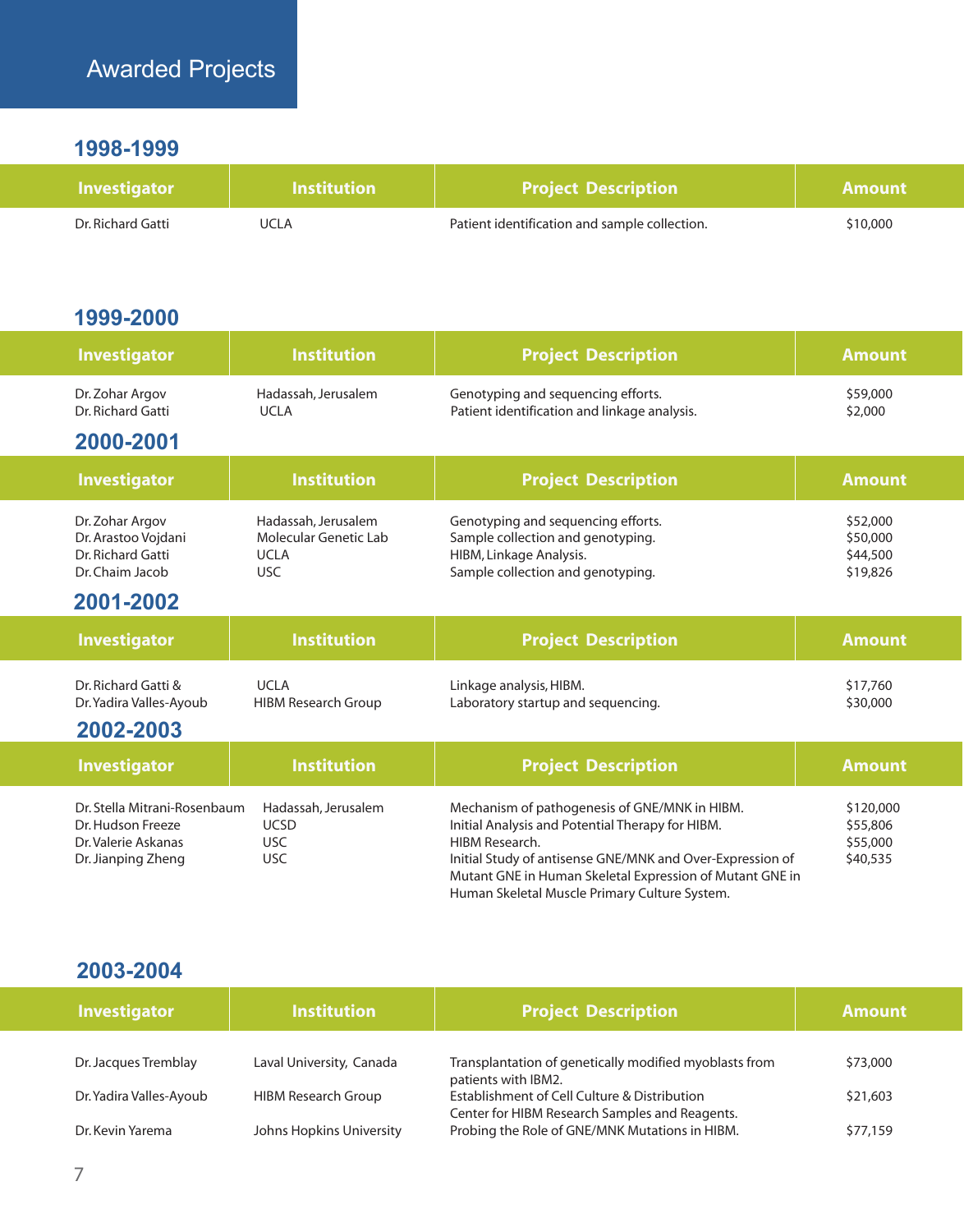# Awarded Projects

## 1998-1999

| Investigator | Institution | Project Description | Amount |
|---|---|---|---|
| Dr. Richard Gatti | UCLA | Patient identification and sample collection. | $10,000 |

## 1999-2000

| Investigator | Institution | Project Description | Amount |
|---|---|---|---|
| Dr. Zohar Argov | Hadassah, Jerusalem | Genotyping and sequencing efforts. | $59,000 |
| Dr. Richard Gatti | UCLA | Patient identification and linkage analysis. | $2,000 |

## 2000-2001

| Investigator | Institution | Project Description | Amount |
|---|---|---|---|
| Dr. Zohar Argov | Hadassah, Jerusalem | Genotyping and sequencing efforts. | $52,000 |
| Dr. Arastoo Vojdani | Molecular Genetic Lab | Sample collection and genotyping. | $50,000 |
| Dr. Richard Gatti | UCLA | HIBM, Linkage Analysis. | $44,500 |
| Dr. Chaim Jacob | USC | Sample collection and genotyping. | $19,826 |

## 2001-2002

| Investigator | Institution | Project Description | Amount |
|---|---|---|---|
| Dr. Richard Gatti & | UCLA | Linkage analysis, HIBM. | $17,760 |
| Dr. Yadira Valles-Ayoub | HIBM Research Group | Laboratory startup and sequencing. | $30,000 |

## 2002-2003

| Investigator | Institution | Project Description | Amount |
|---|---|---|---|
| Dr. Stella Mitrani-Rosenbaum | Hadassah, Jerusalem | Mechanism of pathogenesis of GNE/MNK in HIBM. | $120,000 |
| Dr. Hudson Freeze | UCSD | Initial Analysis and Potential Therapy for HIBM. | $55,806 |
| Dr. Valerie Askanas | USC | HIBM Research. | $55,000 |
| Dr. Jianping Zheng | USC | Initial Study of antisense GNE/MNK and Over-Expression of Mutant GNE in Human Skeletal Expression of Mutant GNE in Human Skeletal Muscle Primary Culture System. | $40,535 |

## 2003-2004

| Investigator | Institution | Project Description | Amount |
|---|---|---|---|
| Dr. Jacques Tremblay | Laval University, Canada | Transplantation of genetically modified myoblasts from patients with IBM2. | $73,000 |
| Dr. Yadira Valles-Ayoub | HIBM Research Group | Establishment of Cell Culture & Distribution Center for HIBM Research Samples and Reagents. | $21,603 |
| Dr. Kevin Yarema | Johns Hopkins University | Probing the Role of GNE/MNK Mutations in HIBM. | $77,159 |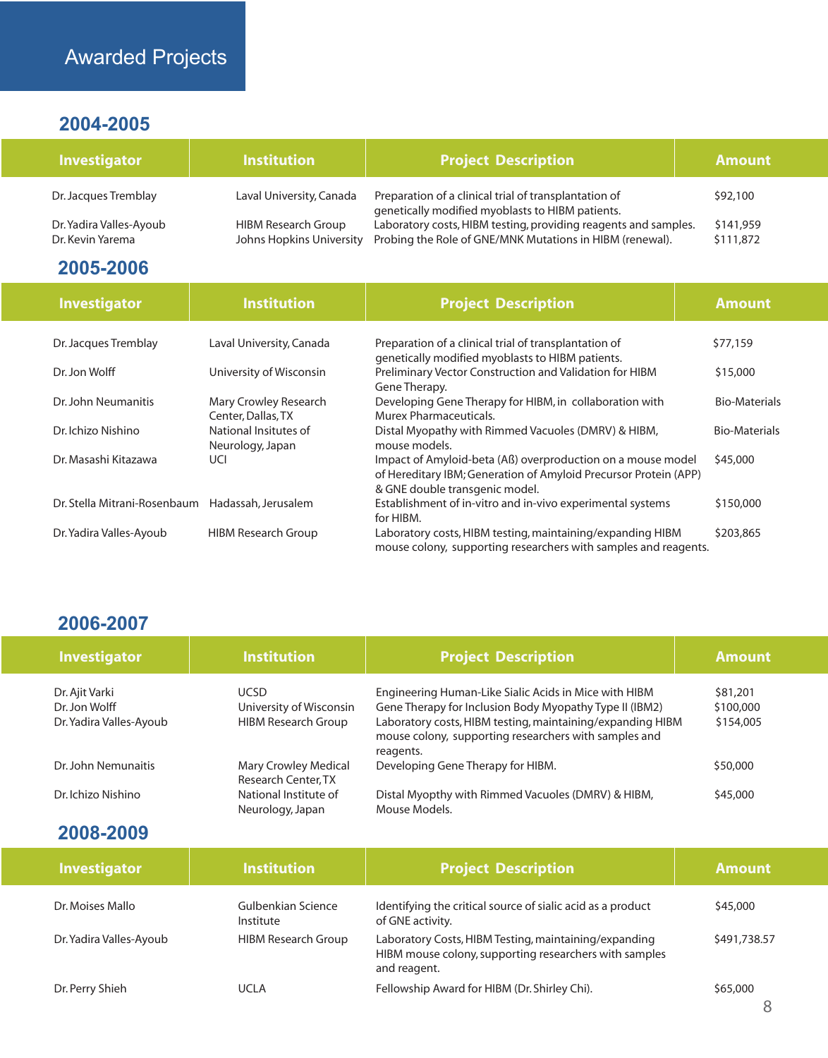# Awarded Projects

## 2004-2005

| Investigator | Institution | Project Description | Amount |
|---|---|---|---|
| Dr. Jacques Tremblay | Laval University, Canada | Preparation of a clinical trial of transplantation of genetically modified myoblasts to HIBM patients. | $92,100 |
| Dr. Yadira Valles-Ayoub | HIBM Research Group | Laboratory costs, HIBM testing, providing reagents and samples. | $141,959 |
| Dr. Kevin Yarema | Johns Hopkins University | Probing the Role of GNE/MNK Mutations in HIBM (renewal). | $111,872 |

## 2005-2006

| Investigator | Institution | Project Description | Amount |
|---|---|---|---|
| Dr. Jacques Tremblay | Laval University, Canada | Preparation of a clinical trial of transplantation of genetically modified myoblasts to HIBM patients. | $77,159 |
| Dr. Jon Wolff | University of Wisconsin | Preliminary Vector Construction and Validation for HIBM Gene Therapy. | $15,000 |
| Dr. John Neumanitis | Mary Crowley Research Center, Dallas, TX | Developing Gene Therapy for HIBM, in collaboration with Murex Pharmaceuticals. | Bio-Materials |
| Dr. Ichizo Nishino | National Institutes of Neurology, Japan | Distal Myopathy with Rimmed Vacuoles (DMRV) & HIBM, mouse models. | Bio-Materials |
| Dr. Masashi Kitazawa | UCI | Impact of Amyloid-beta (Aß) overproduction on a mouse model of Hereditary IBM; Generation of Amyloid Precursor Protein (APP) & GNE double transgenic model. | $45,000 |
| Dr. Stella Mitrani-Rosenbaum | Hadassah, Jerusalem | Establishment of in-vitro and in-vivo experimental systems for HIBM. | $150,000 |
| Dr. Yadira Valles-Ayoub | HIBM Research Group | Laboratory costs, HIBM testing, maintaining/expanding HIBM mouse colony, supporting researchers with samples and reagents. | $203,865 |

## 2006-2007

| Investigator | Institution | Project Description | Amount |
|---|---|---|---|
| Dr. Ajit Varki | UCSD | Engineering Human-Like Sialic Acids in Mice with HIBM | $81,201 |
| Dr. Jon Wolff | University of Wisconsin | Gene Therapy for Inclusion Body Myopathy Type II (IBM2) | $100,000 |
| Dr. Yadira Valles-Ayoub | HIBM Research Group | Laboratory costs, HIBM testing, maintaining/expanding HIBM mouse colony, supporting researchers with samples and reagents. | $154,005 |
| Dr. John Nemunaitis | Mary Crowley Medical Research Center, TX | Developing Gene Therapy for HIBM. | $50,000 |
| Dr. Ichizo Nishino | National Institute of Neurology, Japan | Distal Myopthy with Rimmed Vacuoles (DMRV) & HIBM, Mouse Models. | $45,000 |

## 2008-2009

| Investigator | Institution | Project Description | Amount |
|---|---|---|---|
| Dr. Moises Mallo | Gulbenkian Science Institute | Identifying the critical source of sialic acid as a product of GNE activity. | $45,000 |
| Dr. Yadira Valles-Ayoub | HIBM Research Group | Laboratory Costs, HIBM Testing, maintaining/expanding HIBM mouse colony, supporting researchers with samples and reagent. | $491,738.57 |
| Dr. Perry Shieh | UCLA | Fellowship Award for HIBM (Dr. Shirley Chi). | $65,000 |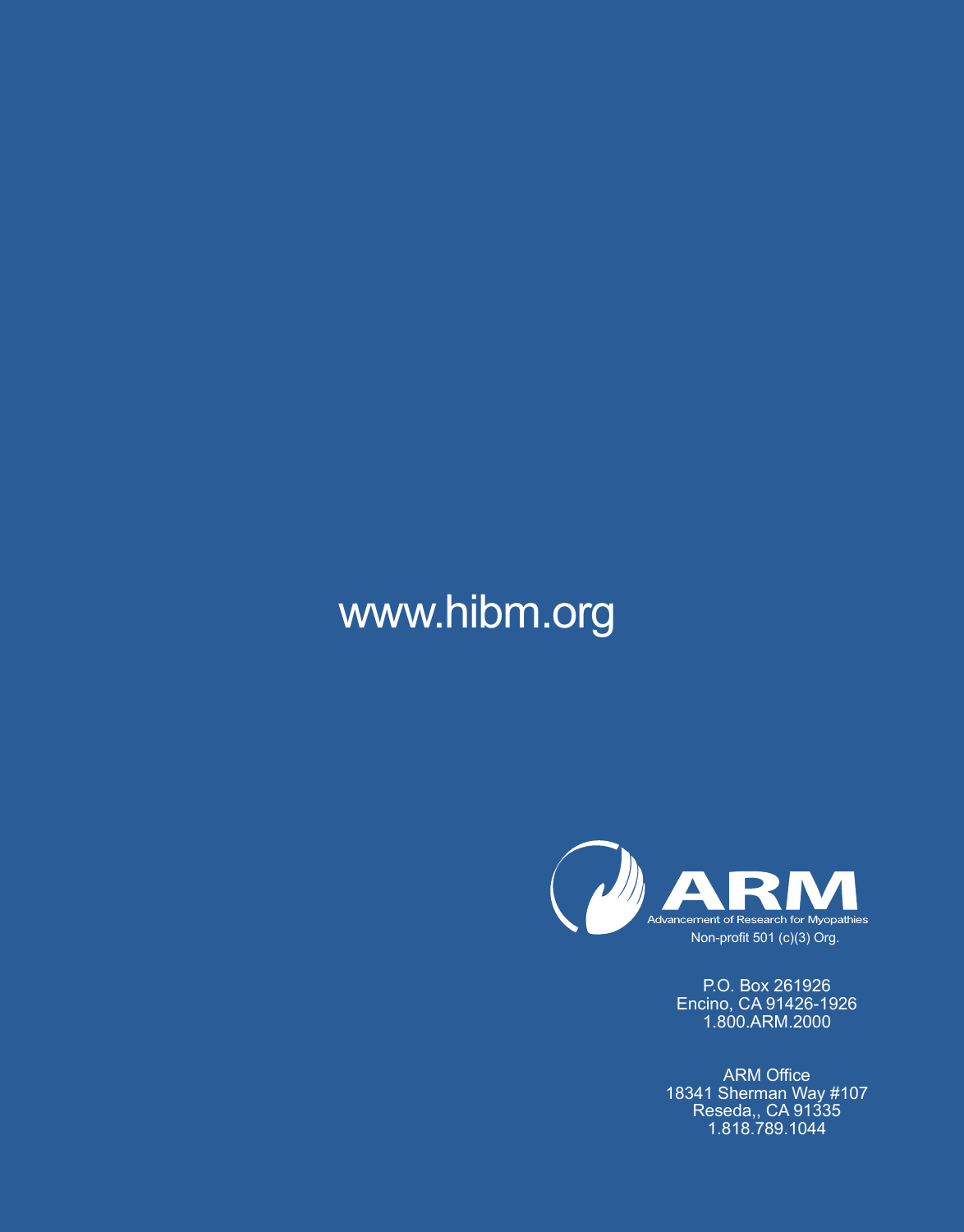www.hibm.org

ARM

Advancement of Research for Myopathies

Non-profit 501 (c)(3) Org.

P.O. Box 261926
Encino, CA 91426-1926
1.800.ARM.2000

ARM Office
18341 Sherman Way #107
Reseda,, CA 91335
1.818.789.1044